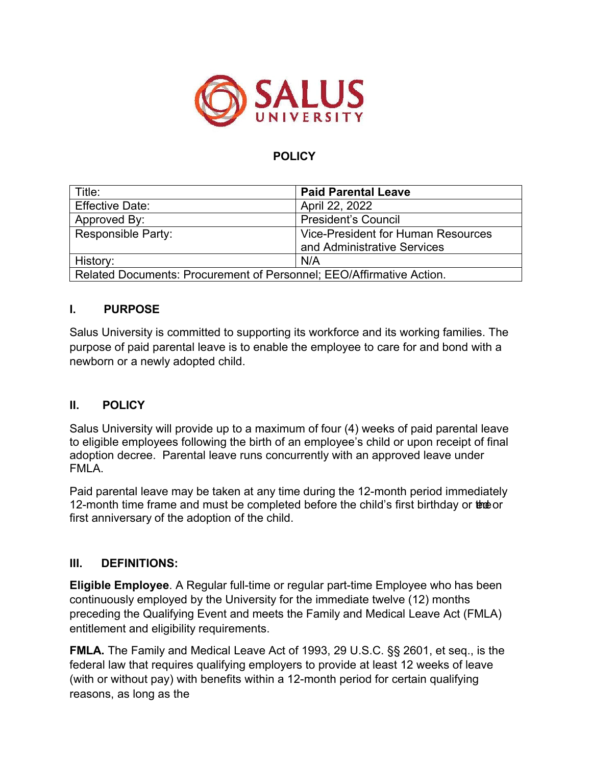**SALUS UNIVERSITY**

## POLICY

| Title: | **Paid Parental Leave** |
|---|---|
| Effective Date: | April 22, 2022 |
| Approved By: | President's Council |
| Responsible Party: | Vice-President for Human Resources and Administrative Services |
| History: | N/A |
| Related Documents: Procurement of Personnel; EEO/Affirmative Action. | |

## I. PURPOSE

Salus University is committed to supporting its workforce and its working families. The purpose of paid parental leave is to enable the employee to care for and bond with a newborn or a newly adopted child.

## II. POLICY

Salus University will provide up to a maximum of four (4) weeks of paid parental leave to eligible employees following the birth of an employee's child or upon receipt of final adoption decree. Parental leave runs concurrently with an approved leave under FMLA.

Paid parental leave may be taken at any time during the 12-month period immediately 12-month time frame and must be completed before the child's first birthday or the or first anniversary of the adoption of the child.

## III. DEFINITIONS:

**Eligible Employee**. A Regular full-time or regular part-time Employee who has been continuously employed by the University for the immediate twelve (12) months preceding the Qualifying Event and meets the Family and Medical Leave Act (FMLA) entitlement and eligibility requirements.

**FMLA.** The Family and Medical Leave Act of 1993, 29 U.S.C. §§ 2601, et seq., is the federal law that requires qualifying employers to provide at least 12 weeks of leave (with or without pay) with benefits within a 12-month period for certain qualifying reasons, as long as the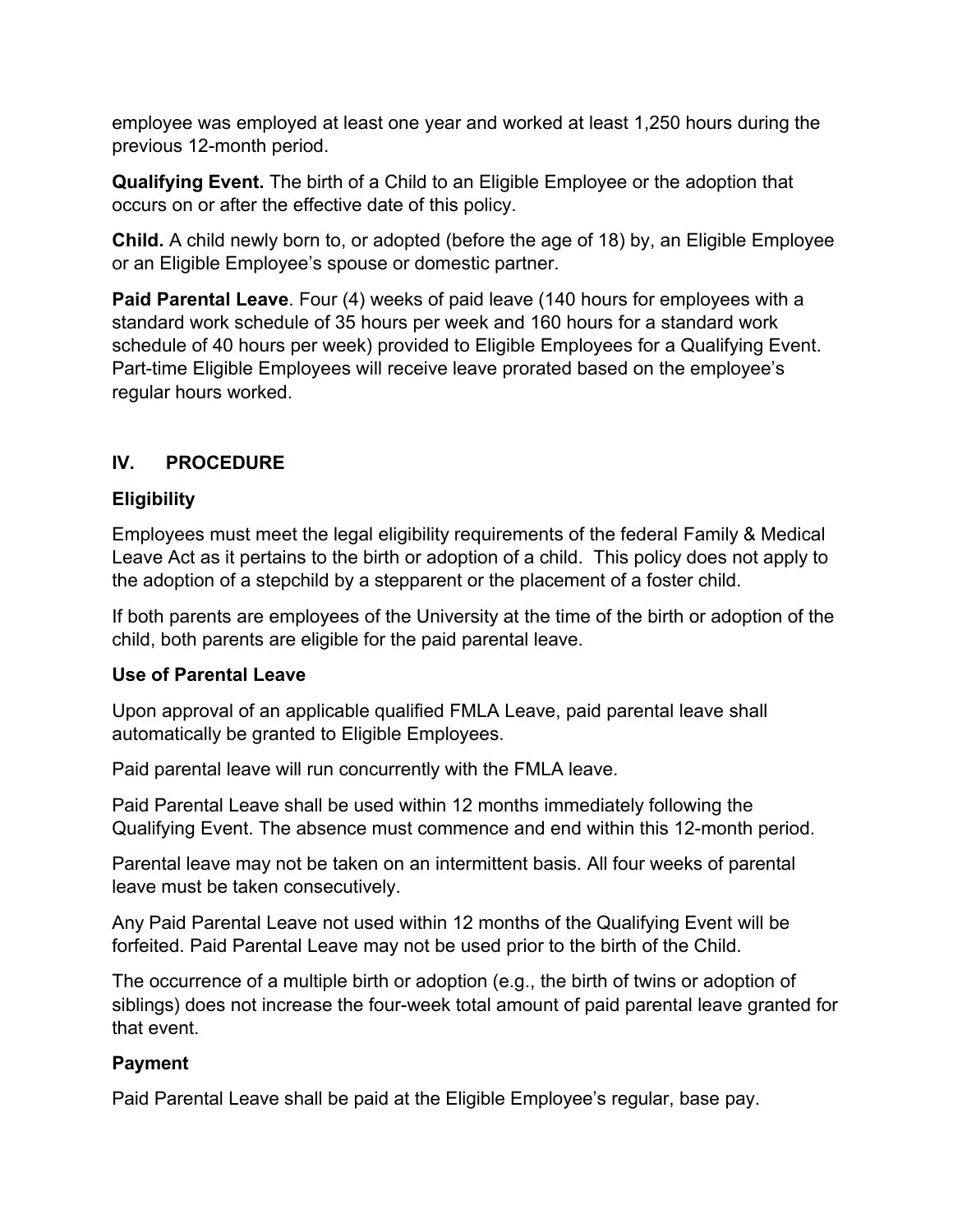employee was employed at least one year and worked at least 1,250 hours during the previous 12-month period.

**Qualifying Event.** The birth of a Child to an Eligible Employee or the adoption that occurs on or after the effective date of this policy.

**Child.** A child newly born to, or adopted (before the age of 18) by, an Eligible Employee or an Eligible Employee's spouse or domestic partner.

**Paid Parental Leave**. Four (4) weeks of paid leave (140 hours for employees with a standard work schedule of 35 hours per week and 160 hours for a standard work schedule of 40 hours per week) provided to Eligible Employees for a Qualifying Event. Part-time Eligible Employees will receive leave prorated based on the employee's regular hours worked.

## IV. PROCEDURE

### Eligibility

Employees must meet the legal eligibility requirements of the federal Family & Medical Leave Act as it pertains to the birth or adoption of a child. This policy does not apply to the adoption of a stepchild by a stepparent or the placement of a foster child.

If both parents are employees of the University at the time of the birth or adoption of the child, both parents are eligible for the paid parental leave.

### Use of Parental Leave

Upon approval of an applicable qualified FMLA Leave, paid parental leave shall automatically be granted to Eligible Employees.

Paid parental leave will run concurrently with the FMLA leave.

Paid Parental Leave shall be used within 12 months immediately following the Qualifying Event. The absence must commence and end within this 12-month period.

Parental leave may not be taken on an intermittent basis. All four weeks of parental leave must be taken consecutively.

Any Paid Parental Leave not used within 12 months of the Qualifying Event will be forfeited. Paid Parental Leave may not be used prior to the birth of the Child.

The occurrence of a multiple birth or adoption (e.g., the birth of twins or adoption of siblings) does not increase the four-week total amount of paid parental leave granted for that event.

### Payment

Paid Parental Leave shall be paid at the Eligible Employee's regular, base pay.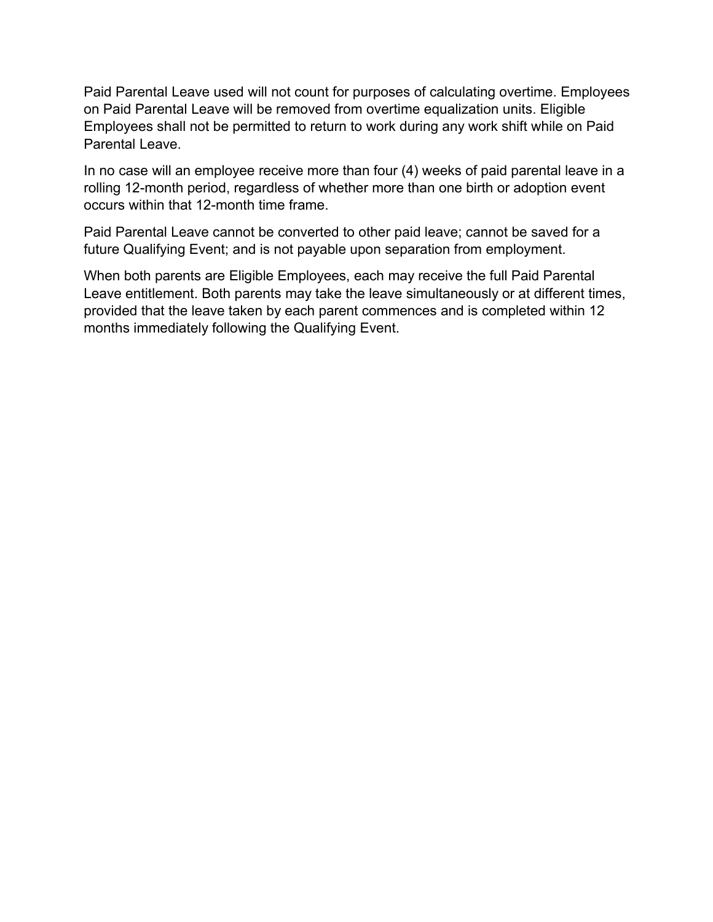Paid Parental Leave used will not count for purposes of calculating overtime. Employees on Paid Parental Leave will be removed from overtime equalization units. Eligible Employees shall not be permitted to return to work during any work shift while on Paid Parental Leave.

In no case will an employee receive more than four (4) weeks of paid parental leave in a rolling 12-month period, regardless of whether more than one birth or adoption event occurs within that 12-month time frame.

Paid Parental Leave cannot be converted to other paid leave; cannot be saved for a future Qualifying Event; and is not payable upon separation from employment.

When both parents are Eligible Employees, each may receive the full Paid Parental Leave entitlement. Both parents may take the leave simultaneously or at different times, provided that the leave taken by each parent commences and is completed within 12 months immediately following the Qualifying Event.